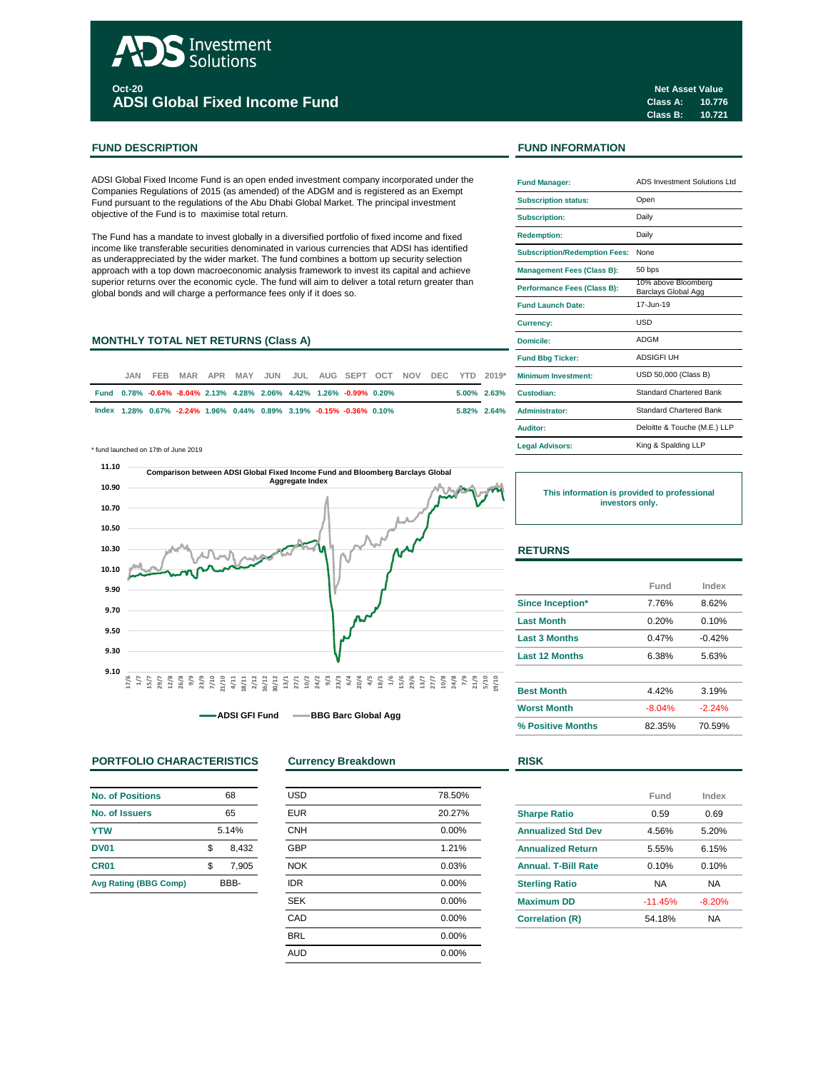# ADS Investment Solutions

**Oct-20**
## ADSI Global Fixed Income Fund

**Net Asset Value**
**Class A: 10.776**
**Class B: 10.721**

## FUND DESCRIPTION

ADSI Global Fixed Income Fund is an open ended investment company incorporated under the Companies Regulations of 2015 (as amended) of the ADGM and is registered as an Exempt Fund pursuant to the regulations of the Abu Dhabi Global Market. The principal investment objective of the Fund is to maximise total return.

The Fund has a mandate to invest globally in a diversified portfolio of fixed income and fixed income like transferable securities denominated in various currencies that ADSI has identified as underappreciated by the wider market. The fund combines a bottom up security selection approach with a top down macroeconomic analysis framework to invest its capital and achieve superior returns over the economic cycle. The fund will aim to deliver a total return greater than global bonds and will charge a performance fees only if it does so.

## MONTHLY TOTAL NET RETURNS (Class A)

| | JAN | FEB | MAR | APR | MAY | JUN | JUL | AUG | SEPT | OCT | NOV | DEC | YTD | 2019* |
|---|---|---|---|---|---|---|---|---|---|---|---|---|---|---|
| Fund | 0.78% | -0.64% | -8.04% | 2.13% | 4.28% | 2.06% | 4.42% | 1.26% | -0.99% | 0.20% | | | 5.00% | 2.63% |
| Index | 1.28% | 0.67% | -2.24% | 1.96% | 0.44% | 0.89% | 3.19% | -0.15% | -0.36% | 0.10% | | | 5.82% | 2.64% |

\* fund launched on 17th of June 2019

Comparison between ADSI Global Fixed Income Fund and Bloomberg Barclays Global Aggregate Index

ADSI GFI Fund — BBG Barc Global Agg

## FUND INFORMATION

| | |
|---|---|
| Fund Manager: | ADS Investment Solutions Ltd |
| Subscription status: | Open |
| Subscription: | Daily |
| Redemption: | Daily |
| Subscription/Redemption Fees: | None |
| Management Fees (Class B): | 50 bps |
| Performance Fees (Class B): | 10% above Bloomberg Barclays Global Agg |
| Fund Launch Date: | 17-Jun-19 |
| Currency: | USD |
| Domicile: | ADGM |
| Fund Bbg Ticker: | ADSIGFI UH |
| Minimum Investment: | USD 50,000 (Class B) |
| Custodian: | Standard Chartered Bank |
| Administrator: | Standard Chartered Bank |
| Auditor: | Deloitte & Touche (M.E.) LLP |
| Legal Advisors: | King & Spalding LLP |

**This information is provided to professional investors only.**

## RETURNS

| | Fund | Index |
|---|---|---|
| Since Inception* | 7.76% | 8.62% |
| Last Month | 0.20% | 0.10% |
| Last 3 Months | 0.47% | -0.42% |
| Last 12 Months | 6.38% | 5.63% |
| Best Month | 4.42% | 3.19% |
| Worst Month | -8.04% | -2.24% |
| % Positive Months | 82.35% | 70.59% |

## PORTFOLIO CHARACTERISTICS

| | |
|---|---|
| No. of Positions | 68 |
| No. of Issuers | 65 |
| YTW | 5.14% |
| DV01 | $ 8,432 |
| CR01 | $ 7,905 |
| Avg Rating (BBG Comp) | BBB- |

## Currency Breakdown

| | |
|---|---|
| USD | 78.50% |
| EUR | 20.27% |
| CNH | 0.00% |
| GBP | 1.21% |
| NOK | 0.03% |
| IDR | 0.00% |
| SEK | 0.00% |
| CAD | 0.00% |
| BRL | 0.00% |
| AUD | 0.00% |

## RISK

| | Fund | Index |
|---|---|---|
| Sharpe Ratio | 0.59 | 0.69 |
| Annualized Std Dev | 4.56% | 5.20% |
| Annualized Return | 5.55% | 6.15% |
| Annual. T-Bill Rate | 0.10% | 0.10% |
| Sterling Ratio | NA | NA |
| Maximum DD | -11.45% | -8.20% |
| Correlation (R) | 54.18% | NA |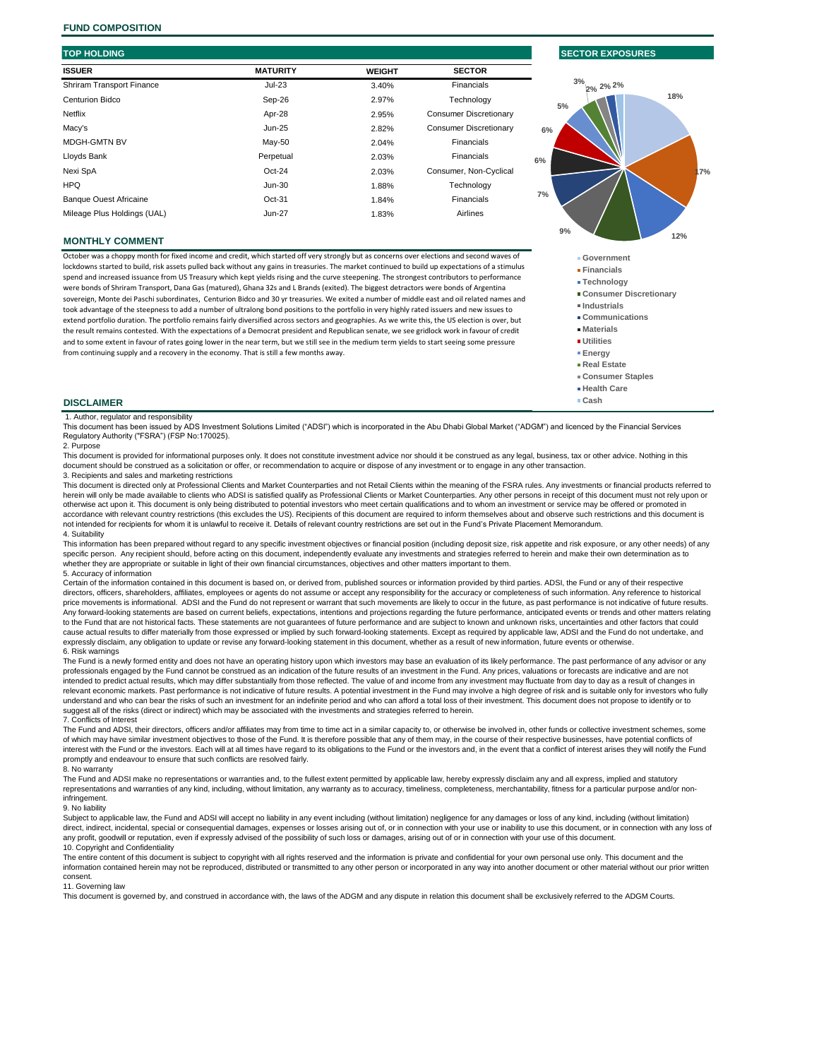## FUND COMPOSITION

### TOP HOLDING

| ISSUER | MATURITY | WEIGHT | SECTOR |
|---|---|---|---|
| Shriram Transport Finance | Jul-23 | 3.40% | Financials |
| Centurion Bidco | Sep-26 | 2.97% | Technology |
| Netflix | Apr-28 | 2.95% | Consumer Discretionary |
| Macy's | Jun-25 | 2.82% | Consumer Discretionary |
| MDGH-GMTN BV | May-50 | 2.04% | Financials |
| Lloyds Bank | Perpetual | 2.03% | Financials |
| Nexi SpA | Oct-24 | 2.03% | Consumer, Non-Cyclical |
| HPQ | Jun-30 | 1.88% | Technology |
| Banque Ouest Africaine | Oct-31 | 1.84% | Financials |
| Mileage Plus Holdings (UAL) | Jun-27 | 1.83% | Airlines |

### SECTOR EXPOSURES

18%
17%
12%
9%
7%
6%
6%
5%
3%
2%
2%
2%

- Government
- Financials
- Technology
- Consumer Discretionary
- Industrials
- Communications
- Materials
- Utilities
- Energy
- Real Estate
- Consumer Staples
- Health Care
- Cash

### MONTHLY COMMENT

October was a choppy month for fixed income and credit, which started off very strongly but as concerns over elections and second waves of lockdowns started to build, risk assets pulled back without any gains in treasuries. The market continued to build up expectations of a stimulus spend and increased issuance from US Treasury which kept yields rising and the curve steepening. The strongest contributors to performance were bonds of Shriram Transport, Dana Gas (matured), Ghana 32s and L Brands (exited). The biggest detractors were bonds of Argentina sovereign, Monte dei Paschi subordinates, Centurion Bidco and 30 yr treasuries. We exited a number of middle east and oil related names and took advantage of the steepness to add a number of ultralong bond positions to the portfolio in very highly rated issuers and new issues to extend portfolio duration. The portfolio remains fairly diversified across sectors and geographies. As we write this, the US election is over, but the result remains contested. With the expectations of a Democrat president and Republican senate, we see gridlock work in favour of credit and to some extent in favour of rates going lower in the near term, but we still see in the medium term yields to start seeing some pressure from continuing supply and a recovery in the economy. That is still a few months away.

### DISCLAIMER

1. Author, regulator and responsibility
This document has been issued by ADS Investment Solutions Limited ("ADSI") which is incorporated in the Abu Dhabi Global Market ("ADGM") and licenced by the Financial Services Regulatory Authority ("FSRA") (FSP No:170025).

2. Purpose
This document is provided for informational purposes only. It does not constitute investment advice nor should it be construed as any legal, business, tax or other advice. Nothing in this document should be construed as a solicitation or offer, or recommendation to acquire or dispose of any investment or to engage in any other transaction.

3. Recipients and sales and marketing restrictions
This document is directed only at Professional Clients and Market Counterparties and not Retail Clients within the meaning of the FSRA rules. Any investments or financial products referred to herein will only be made available to clients who ADSI is satisfied qualify as Professional Clients or Market Counterparties. Any other persons in receipt of this document must not rely upon or otherwise act upon it. This document is only being distributed to potential investors who meet certain qualifications and to whom an investment or service may be offered or promoted in accordance with relevant country restrictions (this excludes the US). Recipients of this document are required to inform themselves about and observe such restrictions and this document is not intended for recipients for whom it is unlawful to receive it. Details of relevant country restrictions are set out in the Fund's Private Placement Memorandum.

4. Suitability
This information has been prepared without regard to any specific investment objectives or financial position (including deposit size, risk appetite and risk exposure, or any other needs) of any specific person. Any recipient should, before acting on this document, independently evaluate any investments and strategies referred to herein and make their own determination as to whether they are appropriate or suitable in light of their own financial circumstances, objectives and other matters important to them.

5. Accuracy of information
Certain of the information contained in this document is based on, or derived from, published sources or information provided by third parties. ADSI, the Fund or any of their respective directors, officers, shareholders, affiliates, employees or agents do not assume or accept any responsibility for the accuracy or completeness of such information. Any reference to historical price movements is informational. ADSI and the Fund do not represent or warrant that such movements are likely to occur in the future, as past performance is not indicative of future results. Any forward-looking statements are based on current beliefs, expectations, intentions and projections regarding the future performance, anticipated events or trends and other matters relating to the Fund that are not historical facts. These statements are not guarantees of future performance and are subject to known and unknown risks, uncertainties and other factors that could cause actual results to differ materially from those expressed or implied by such forward-looking statements. Except as required by applicable law, ADSI and the Fund do not undertake, and expressly disclaim, any obligation to update or revise any forward-looking statement in this document, whether as a result of new information, future events or otherwise.

6. Risk warnings
The Fund is a newly formed entity and does not have an operating history upon which investors may base an evaluation of its likely performance. The past performance of any advisor or any professionals engaged by the Fund cannot be construed as an indication of the future results of an investment in the Fund. Any prices, valuations or forecasts are indicative and are not intended to predict actual results, which may differ substantially from those reflected. The value of and income from any investment may fluctuate from day to day as a result of changes in relevant economic markets. Past performance is not indicative of future results. A potential investment in the Fund may involve a high degree of risk and is suitable only for investors who fully understand and who can bear the risks of such an investment for an indefinite period and who can afford a total loss of their investment. This document does not propose to identify or to suggest all of the risks (direct or indirect) which may be associated with the investments and strategies referred to herein.

7. Conflicts of Interest
The Fund and ADSI, their directors, officers and/or affiliates may from time to time act in a similar capacity to, or otherwise be involved in, other funds or collective investment schemes, some of which may have similar investment objectives to those of the Fund. It is therefore possible that any of them may, in the course of their respective businesses, have potential conflicts of interest with the Fund or the investors. Each will at all times have regard to its obligations to the Fund or the investors and, in the event that a conflict of interest arises they will notify the Fund promptly and endeavour to ensure that such conflicts are resolved fairly.

8. No warranty
The Fund and ADSI make no representations or warranties and, to the fullest extent permitted by applicable law, hereby expressly disclaim any and all express, implied and statutory representations and warranties of any kind, including, without limitation, any warranty as to accuracy, timeliness, completeness, merchantability, fitness for a particular purpose and/or non-infringement.

9. No liability
Subject to applicable law, the Fund and ADSI will accept no liability in any event including (without limitation) negligence for any damages or loss of any kind, including (without limitation) direct, indirect, incidental, special or consequential damages, expenses or losses arising out of, or in connection with your use or inability to use this document, or in connection with any loss of any profit, goodwill or reputation, even if expressly advised of the possibility of such loss or damages, arising out of or in connection with your use of this document.

10. Copyright and Confidentiality
The entire content of this document is subject to copyright with all rights reserved and the information is private and confidential for your own personal use only. This document and the information contained herein may not be reproduced, distributed or transmitted to any other person or incorporated in any way into another document or other material without our prior written consent.

11. Governing law
This document is governed by, and construed in accordance with, the laws of the ADGM and any dispute in relation this document shall be exclusively referred to the ADGM Courts.